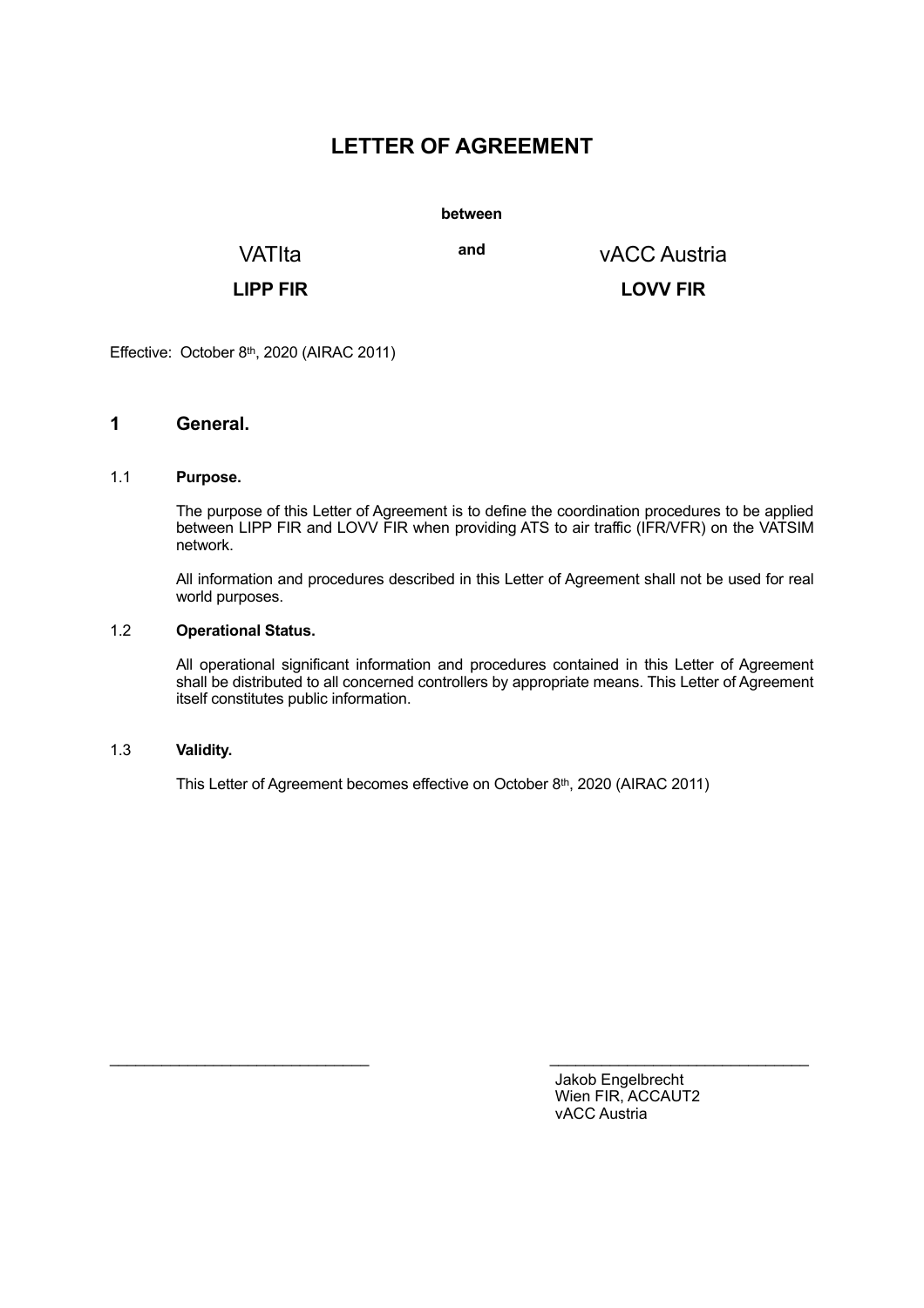# LETTER OF AGREEMENT

**between**

| VATIta | **and** | vACC Austria |
|---|---|---|
| **LIPP FIR** | | **LOVV FIR** |

Effective: October 8th, 2020 (AIRAC 2011)

## 1 General.

### 1.1 Purpose.

The purpose of this Letter of Agreement is to define the coordination procedures to be applied between LIPP FIR and LOVV FIR when providing ATS to air traffic (IFR/VFR) on the VATSIM network.

All information and procedures described in this Letter of Agreement shall not be used for real world purposes.

### 1.2 Operational Status.

All operational significant information and procedures contained in this Letter of Agreement shall be distributed to all concerned controllers by appropriate means. This Letter of Agreement itself constitutes public information.

### 1.3 Validity.

This Letter of Agreement becomes effective on October 8th, 2020 (AIRAC 2011)

| _____________________________ | _____________________________ |
|---|---|
| | Jakob Engelbrecht<br>Wien FIR, ACCAUT2<br>vACC Austria |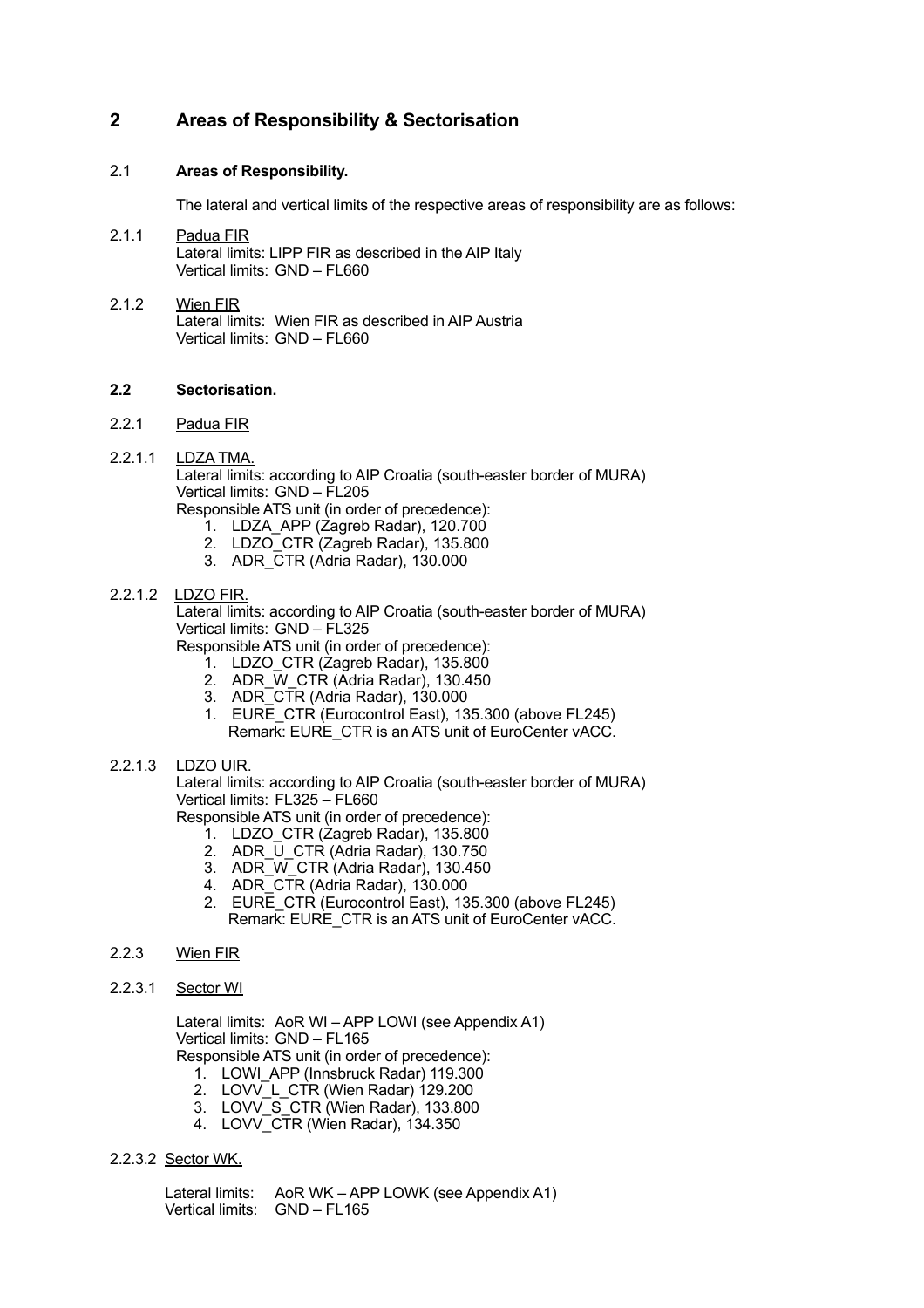# 2 Areas of Responsibility & Sectorisation

## 2.1 Areas of Responsibility.

The lateral and vertical limits of the respective areas of responsibility are as follows:

2.1.1 Padua FIR
Lateral limits: LIPP FIR as described in the AIP Italy
Vertical limits: GND – FL660

2.1.2 Wien FIR
Lateral limits: Wien FIR as described in AIP Austria
Vertical limits: GND – FL660

## 2.2 Sectorisation.

2.2.1 Padua FIR

2.2.1.1 LDZA TMA.
Lateral limits: according to AIP Croatia (south-easter border of MURA)
Vertical limits: GND – FL205
Responsible ATS unit (in order of precedence):

1. LDZA_APP (Zagreb Radar), 120.700
2. LDZO_CTR (Zagreb Radar), 135.800
3. ADR_CTR (Adria Radar), 130.000

2.2.1.2 LDZO FIR.
Lateral limits: according to AIP Croatia (south-easter border of MURA)
Vertical limits: GND – FL325
Responsible ATS unit (in order of precedence):

1. LDZO_CTR (Zagreb Radar), 135.800
2. ADR_W_CTR (Adria Radar), 130.450
3. ADR_CTR (Adria Radar), 130.000
1. EURE_CTR (Eurocontrol East), 135.300 (above FL245)
   Remark: EURE_CTR is an ATS unit of EuroCenter vACC.

2.2.1.3 LDZO UIR.
Lateral limits: according to AIP Croatia (south-easter border of MURA)
Vertical limits: FL325 – FL660
Responsible ATS unit (in order of precedence):

1. LDZO_CTR (Zagreb Radar), 135.800
2. ADR_U_CTR (Adria Radar), 130.750
3. ADR_W_CTR (Adria Radar), 130.450
4. ADR_CTR (Adria Radar), 130.000
2. EURE_CTR (Eurocontrol East), 135.300 (above FL245)
   Remark: EURE_CTR is an ATS unit of EuroCenter vACC.

2.2.3 Wien FIR

2.2.3.1 Sector WI

Lateral limits: AoR WI – APP LOWI (see Appendix A1)
Vertical limits: GND – FL165
Responsible ATS unit (in order of precedence):

1. LOWI_APP (Innsbruck Radar) 119.300
2. LOVV_L_CTR (Wien Radar) 129.200
3. LOVV_S_CTR (Wien Radar), 133.800
4. LOVV_CTR (Wien Radar), 134.350

2.2.3.2 Sector WK.

Lateral limits: AoR WK – APP LOWK (see Appendix A1)
Vertical limits: GND – FL165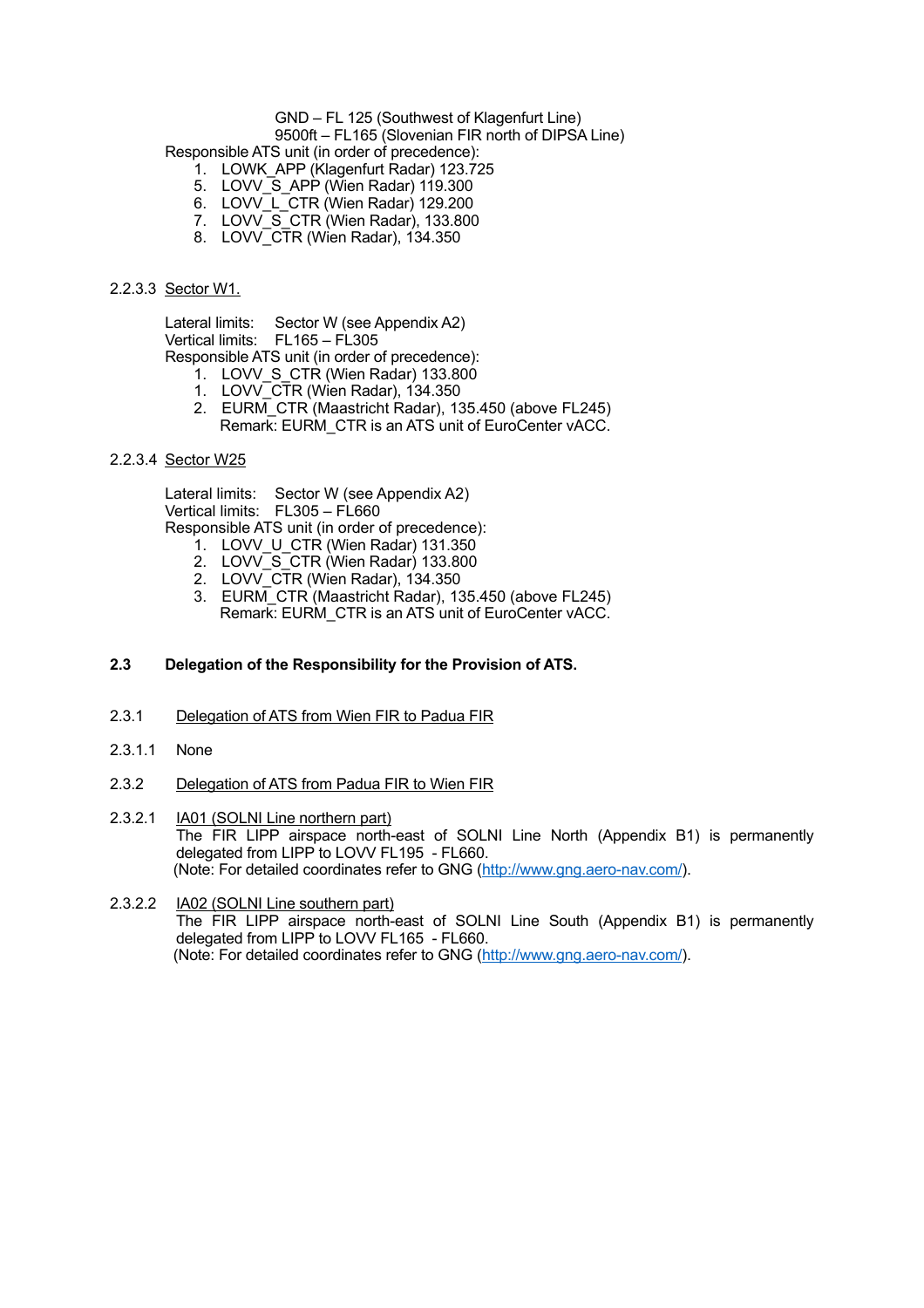GND – FL 125 (Southwest of Klagenfurt Line)
9500ft – FL165 (Slovenian FIR north of DIPSA Line)

Responsible ATS unit (in order of precedence):

1. LOWK_APP (Klagenfurt Radar) 123.725
5. LOVV_S_APP (Wien Radar) 119.300
6. LOVV_L_CTR (Wien Radar) 129.200
7. LOVV_S_CTR (Wien Radar), 133.800
8. LOVV_CTR (Wien Radar), 134.350

2.2.3.3 Sector W1.

Lateral limits: Sector W (see Appendix A2)
Vertical limits: FL165 – FL305
Responsible ATS unit (in order of precedence):

1. LOVV_S_CTR (Wien Radar) 133.800
1. LOVV_CTR (Wien Radar), 134.350
2. EURM_CTR (Maastricht Radar), 135.450 (above FL245)
   Remark: EURM_CTR is an ATS unit of EuroCenter vACC.

2.2.3.4 Sector W25

Lateral limits: Sector W (see Appendix A2)
Vertical limits: FL305 – FL660
Responsible ATS unit (in order of precedence):

1. LOVV_U_CTR (Wien Radar) 131.350
2. LOVV_S_CTR (Wien Radar) 133.800
2. LOVV_CTR (Wien Radar), 134.350
3. EURM_CTR (Maastricht Radar), 135.450 (above FL245)
   Remark: EURM_CTR is an ATS unit of EuroCenter vACC.

## 2.3 Delegation of the Responsibility for the Provision of ATS.

2.3.1 Delegation of ATS from Wien FIR to Padua FIR

2.3.1.1 None

2.3.2 Delegation of ATS from Padua FIR to Wien FIR

2.3.2.1 IA01 (SOLNI Line northern part)
The FIR LIPP airspace north-east of SOLNI Line North (Appendix B1) is permanently delegated from LIPP to LOVV FL195 - FL660.
(Note: For detailed coordinates refer to GNG (http://www.gng.aero-nav.com/).

2.3.2.2 IA02 (SOLNI Line southern part)
The FIR LIPP airspace north-east of SOLNI Line South (Appendix B1) is permanently delegated from LIPP to LOVV FL165 - FL660.
(Note: For detailed coordinates refer to GNG (http://www.gng.aero-nav.com/).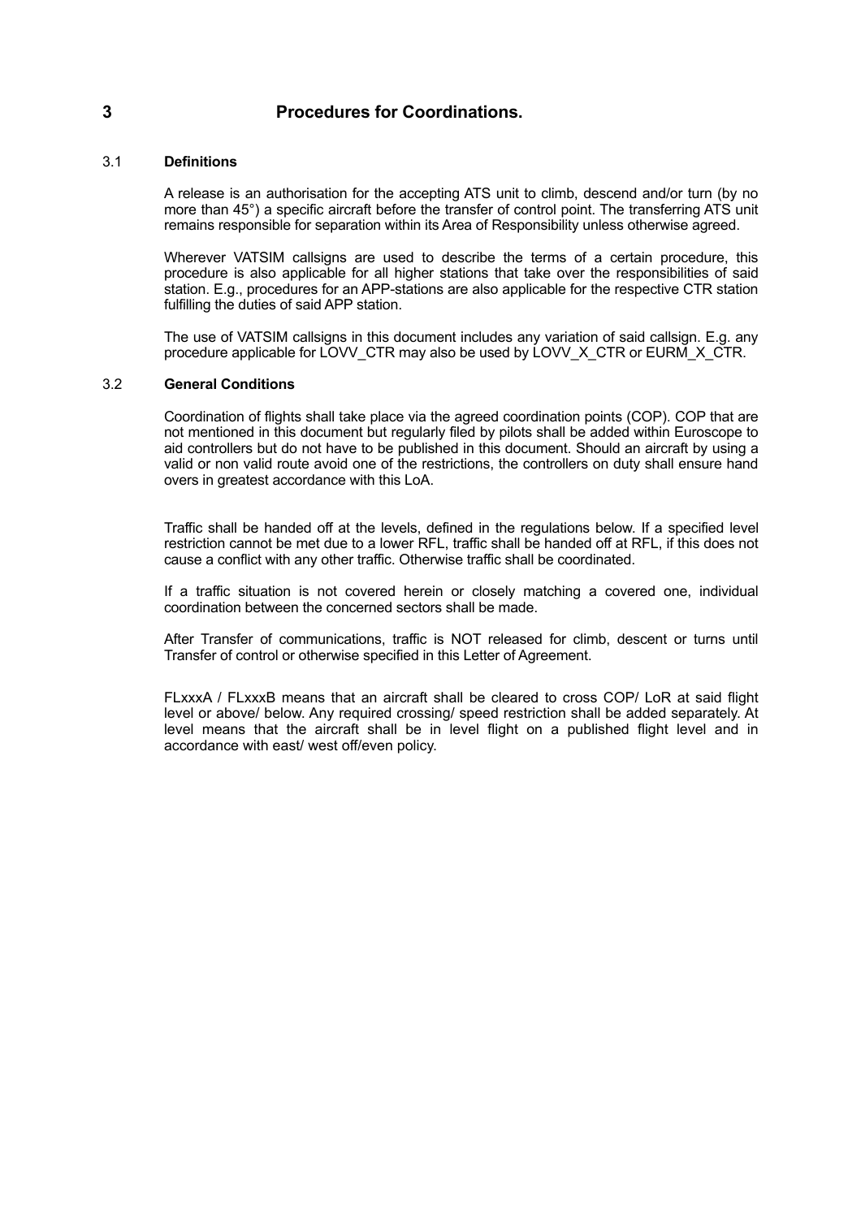# 3 Procedures for Coordinations.

## 3.1 Definitions

A release is an authorisation for the accepting ATS unit to climb, descend and/or turn (by no more than 45°) a specific aircraft before the transfer of control point. The transferring ATS unit remains responsible for separation within its Area of Responsibility unless otherwise agreed.

Wherever VATSIM callsigns are used to describe the terms of a certain procedure, this procedure is also applicable for all higher stations that take over the responsibilities of said station. E.g., procedures for an APP-stations are also applicable for the respective CTR station fulfilling the duties of said APP station.

The use of VATSIM callsigns in this document includes any variation of said callsign. E.g. any procedure applicable for LOVV_CTR may also be used by LOVV_X_CTR or EURM_X_CTR.

## 3.2 General Conditions

Coordination of flights shall take place via the agreed coordination points (COP). COP that are not mentioned in this document but regularly filed by pilots shall be added within Euroscope to aid controllers but do not have to be published in this document. Should an aircraft by using a valid or non valid route avoid one of the restrictions, the controllers on duty shall ensure hand overs in greatest accordance with this LoA.

Traffic shall be handed off at the levels, defined in the regulations below. If a specified level restriction cannot be met due to a lower RFL, traffic shall be handed off at RFL, if this does not cause a conflict with any other traffic. Otherwise traffic shall be coordinated.

If a traffic situation is not covered herein or closely matching a covered one, individual coordination between the concerned sectors shall be made.

After Transfer of communications, traffic is NOT released for climb, descent or turns until Transfer of control or otherwise specified in this Letter of Agreement.

FLxxxA / FLxxxB means that an aircraft shall be cleared to cross COP/ LoR at said flight level or above/ below. Any required crossing/ speed restriction shall be added separately. At level means that the aircraft shall be in level flight on a published flight level and in accordance with east/ west off/even policy.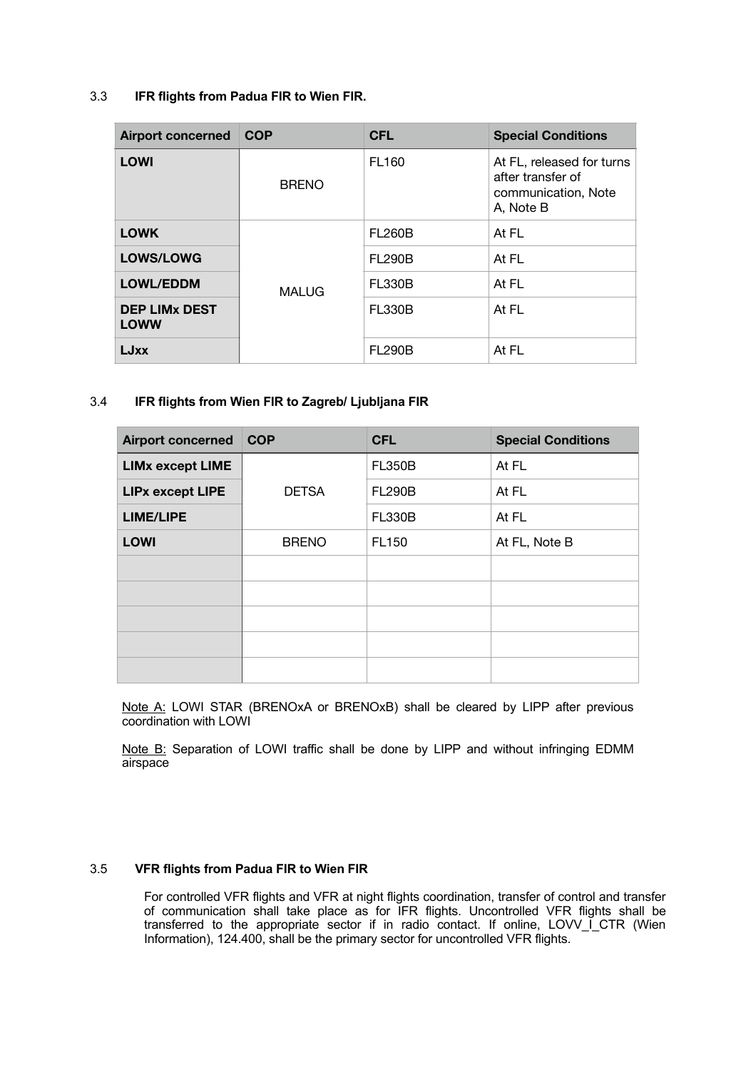### 3.3 IFR flights from Padua FIR to Wien FIR.

| Airport concerned | COP | CFL | Special Conditions |
|---|---|---|---|
| **LOWI** | BRENO | FL160 | At FL, released for turns after transfer of communication, Note A, Note B |
| **LOWK** | MALUG | FL260B | At FL |
| **LOWS/LOWG** | | FL290B | At FL |
| **LOWL/EDDM** | | FL330B | At FL |
| **DEP LIMx DEST LOWW** | | FL330B | At FL |
| **LJxx** | | FL290B | At FL |

### 3.4 IFR flights from Wien FIR to Zagreb/ Ljubljana FIR

| Airport concerned | COP | CFL | Special Conditions |
|---|---|---|---|
| **LIMx except LIME** | DETSA | FL350B | At FL |
| **LIPx except LIPE** | | FL290B | At FL |
| **LIME/LIPE** | | FL330B | At FL |
| **LOWI** | BRENO | FL150 | At FL, Note B |
| | | | |
| | | | |
| | | | |
| | | | |
| | | | |

Note A: LOWI STAR (BRENOxA or BRENOxB) shall be cleared by LIPP after previous coordination with LOWI

Note B: Separation of LOWI traffic shall be done by LIPP and without infringing EDMM airspace

### 3.5 VFR flights from Padua FIR to Wien FIR

For controlled VFR flights and VFR at night flights coordination, transfer of control and transfer of communication shall take place as for IFR flights. Uncontrolled VFR flights shall be transferred to the appropriate sector if in radio contact. If online, LOVV_I_CTR (Wien Information), 124.400, shall be the primary sector for uncontrolled VFR flights.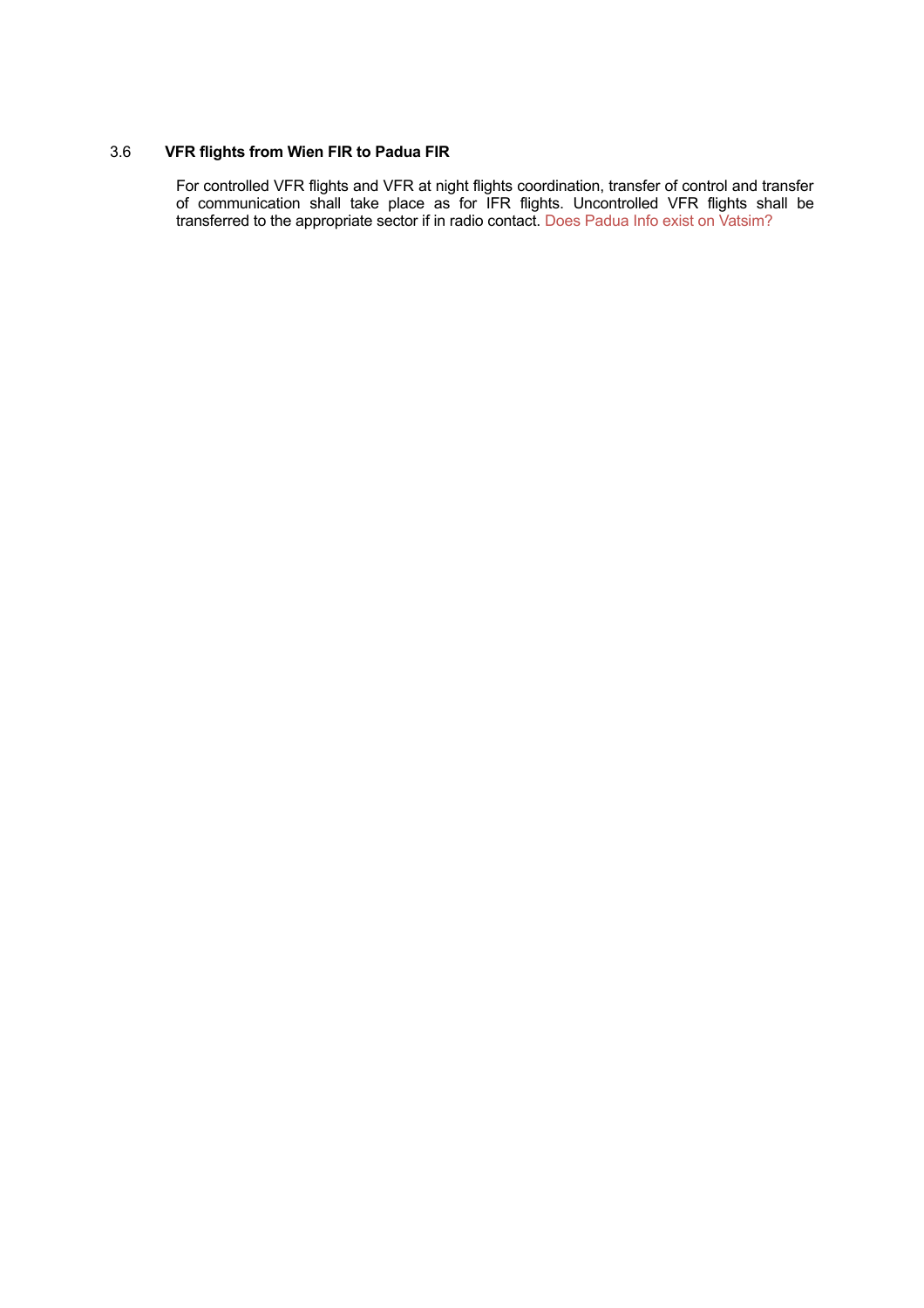### 3.6 VFR flights from Wien FIR to Padua FIR

For controlled VFR flights and VFR at night flights coordination, transfer of control and transfer of communication shall take place as for IFR flights. Uncontrolled VFR flights shall be transferred to the appropriate sector if in radio contact. Does Padua Info exist on Vatsim?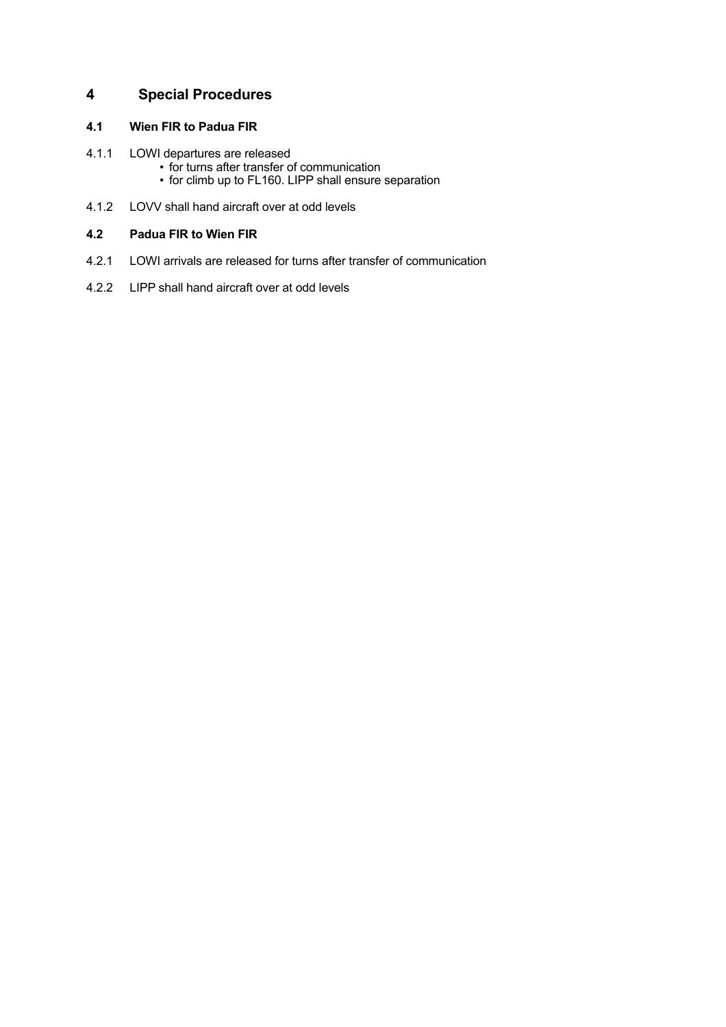# 4 Special Procedures

## 4.1 Wien FIR to Padua FIR

4.1.1 LOWI departures are released

- for turns after transfer of communication
- for climb up to FL160. LIPP shall ensure separation

4.1.2 LOVV shall hand aircraft over at odd levels

## 4.2 Padua FIR to Wien FIR

4.2.1 LOWI arrivals are released for turns after transfer of communication

4.2.2 LIPP shall hand aircraft over at odd levels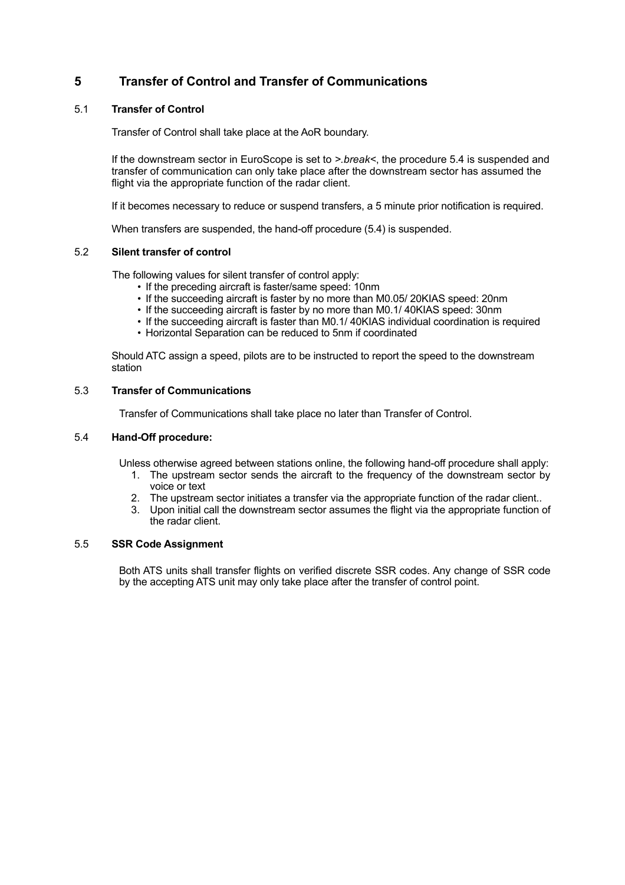# 5 Transfer of Control and Transfer of Communications

## 5.1 Transfer of Control

Transfer of Control shall take place at the AoR boundary.

If the downstream sector in EuroScope is set to >*.break*<, the procedure 5.4 is suspended and transfer of communication can only take place after the downstream sector has assumed the flight via the appropriate function of the radar client.

If it becomes necessary to reduce or suspend transfers, a 5 minute prior notification is required.

When transfers are suspended, the hand-off procedure (5.4) is suspended.

## 5.2 Silent transfer of control

The following values for silent transfer of control apply:

- If the preceding aircraft is faster/same speed: 10nm
- If the succeeding aircraft is faster by no more than M0.05/ 20KIAS speed: 20nm
- If the succeeding aircraft is faster by no more than M0.1/ 40KIAS speed: 30nm
- If the succeeding aircraft is faster than M0.1/ 40KIAS individual coordination is required
- Horizontal Separation can be reduced to 5nm if coordinated

Should ATC assign a speed, pilots are to be instructed to report the speed to the downstream station

## 5.3 Transfer of Communications

Transfer of Communications shall take place no later than Transfer of Control.

## 5.4 Hand-Off procedure:

Unless otherwise agreed between stations online, the following hand-off procedure shall apply:

1. The upstream sector sends the aircraft to the frequency of the downstream sector by voice or text
2. The upstream sector initiates a transfer via the appropriate function of the radar client..
3. Upon initial call the downstream sector assumes the flight via the appropriate function of the radar client.

## 5.5 SSR Code Assignment

Both ATS units shall transfer flights on verified discrete SSR codes. Any change of SSR code by the accepting ATS unit may only take place after the transfer of control point.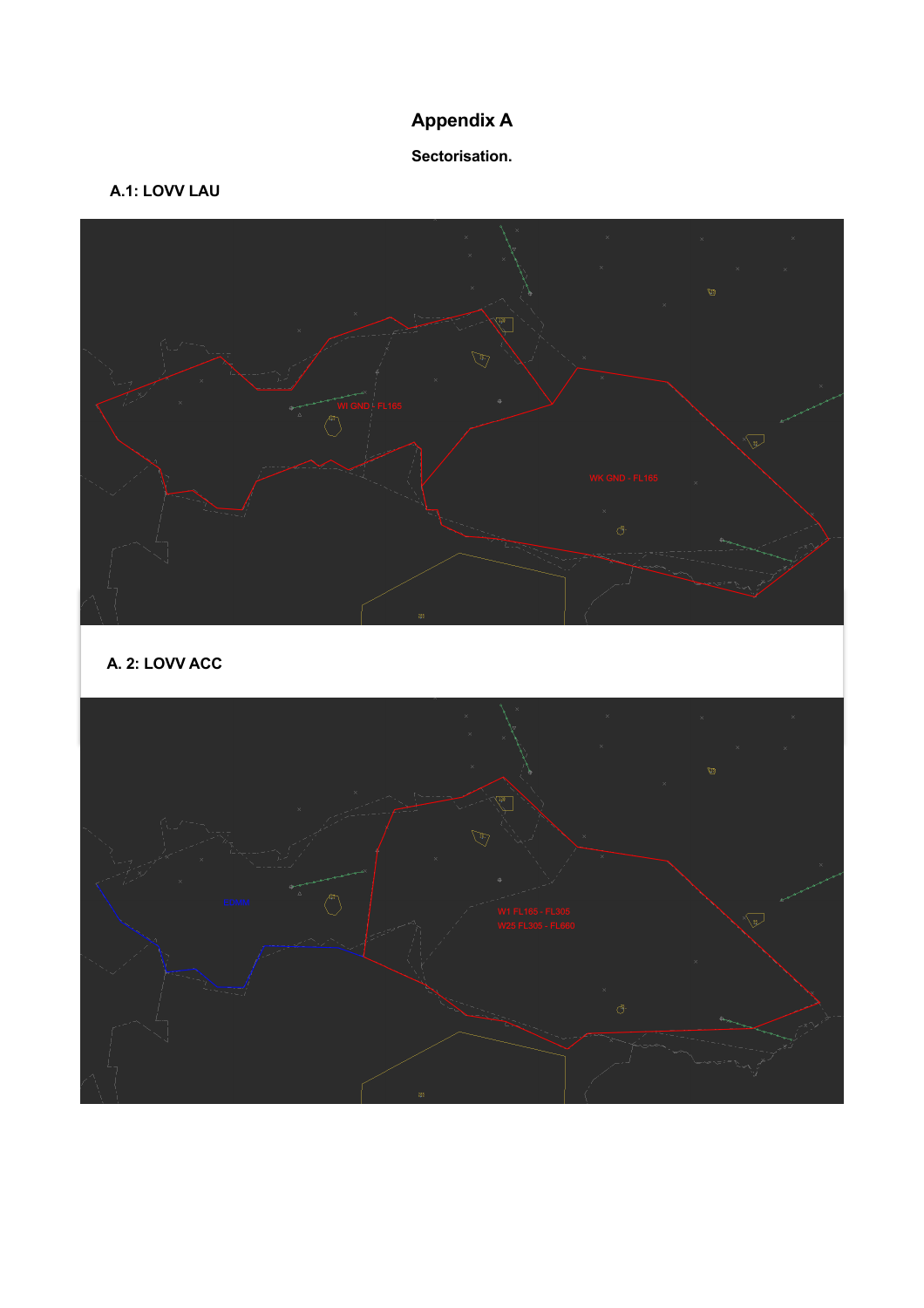# Appendix A

**Sectorisation.**

**A.1: LOVV LAU**

WI GND - FL165

WK GND - FL165

**A. 2: LOVV ACC**

W1 FL165 - FL305
W25 FL305 - FL660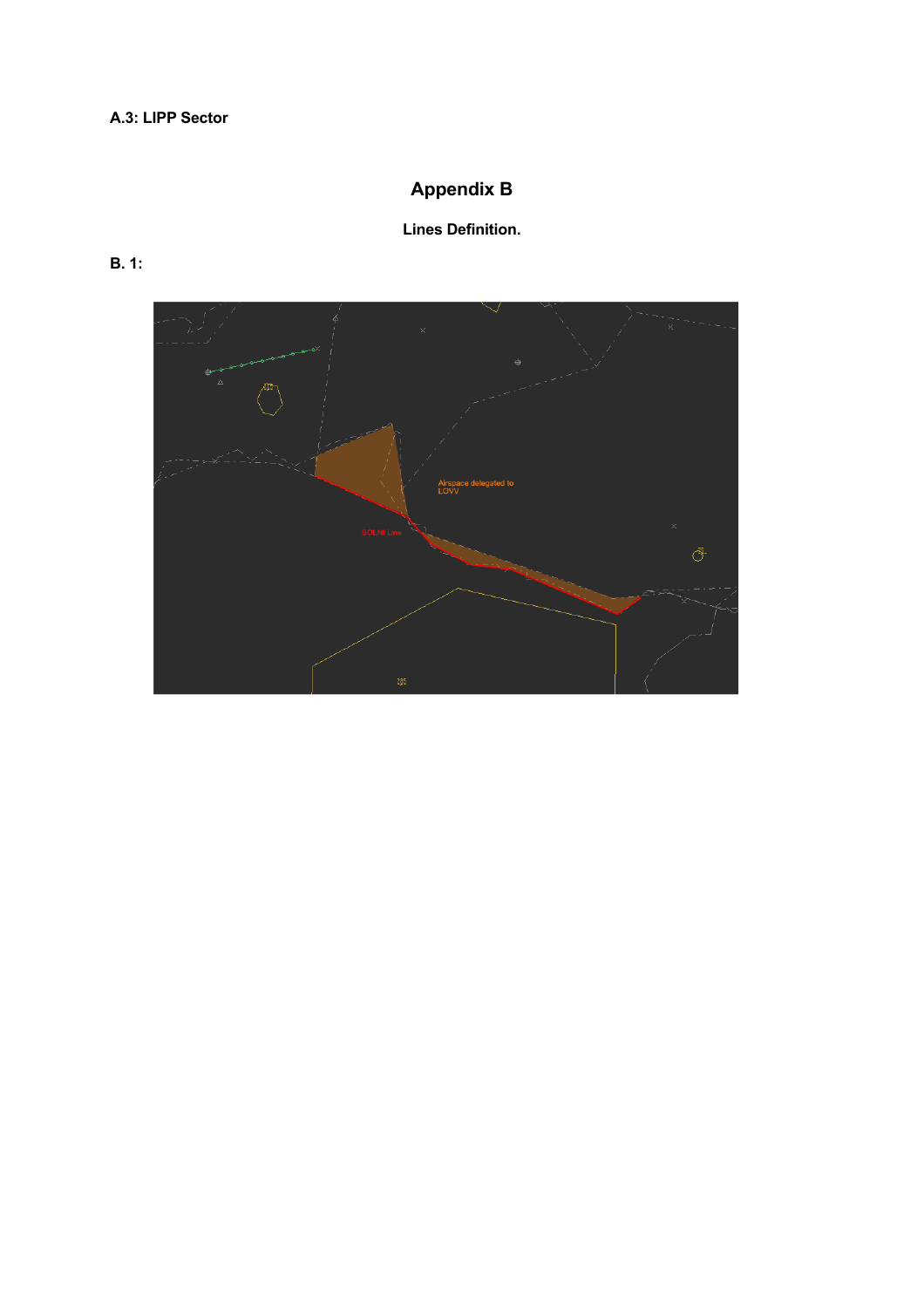**A.3: LIPP Sector**

# Appendix B

**Lines Definition.**

**B. 1:**

Airspace delegated to LOVV

SOLNI Line